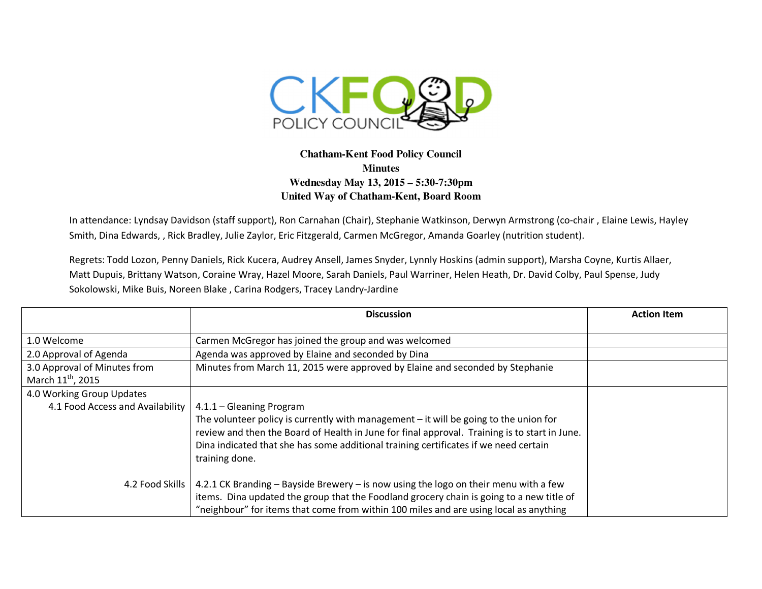CK FOOD POLICY COUNCIL

**Chatham-Kent Food Policy Council**
**Minutes**
**Wednesday May 13, 2015 – 5:30-7:30pm**
**United Way of Chatham-Kent, Board Room**

In attendance: Lyndsay Davidson (staff support), Ron Carnahan (Chair), Stephanie Watkinson, Derwyn Armstrong (co-chair , Elaine Lewis, Hayley Smith, Dina Edwards, , Rick Bradley, Julie Zaylor, Eric Fitzgerald, Carmen McGregor, Amanda Goarley (nutrition student).

Regrets: Todd Lozon, Penny Daniels, Rick Kucera, Audrey Ansell, James Snyder, Lynnly Hoskins (admin support), Marsha Coyne, Kurtis Allaer, Matt Dupuis, Brittany Watson, Coraine Wray, Hazel Moore, Sarah Daniels, Paul Warriner, Helen Heath, Dr. David Colby, Paul Spense, Judy Sokolowski, Mike Buis, Noreen Blake , Carina Rodgers, Tracey Landry-Jardine

| | Discussion | Action Item |
|---|---|---|
| 1.0 Welcome | Carmen McGregor has joined the group and was welcomed | |
| 2.0 Approval of Agenda | Agenda was approved by Elaine and seconded by Dina | |
| 3.0 Approval of Minutes from March 11th, 2015 | Minutes from March 11, 2015 were approved by Elaine and seconded by Stephanie | |
| 4.0 Working Group Updates<br>4.1 Food Access and Availability | 4.1.1 – Gleaning Program<br>The volunteer policy is currently with management – it will be going to the union for review and then the Board of Health in June for final approval. Training is to start in June. Dina indicated that she has some additional training certificates if we need certain training done. | |
| 4.2 Food Skills | 4.2.1 CK Branding – Bayside Brewery – is now using the logo on their menu with a few items. Dina updated the group that the Foodland grocery chain is going to a new title of "neighbour" for items that come from within 100 miles and are using local as anything | |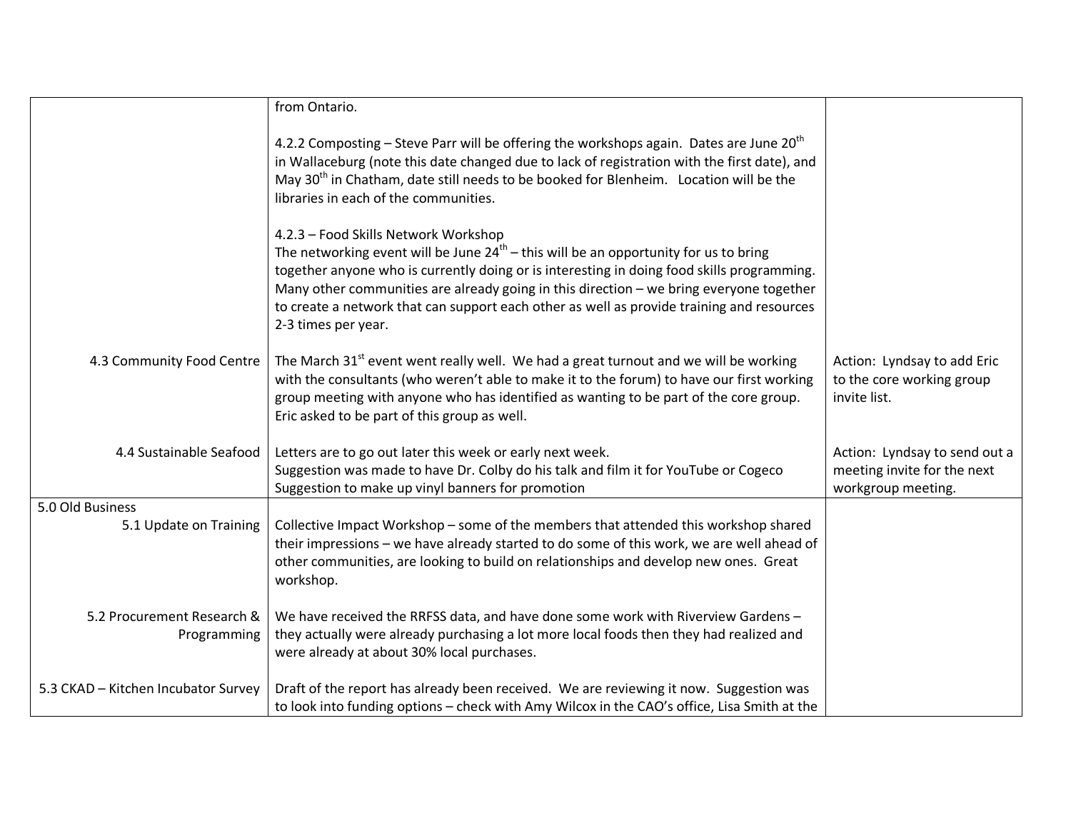| | | |
|---|---|---|
| | from Ontario.<br><br>4.2.2 Composting – Steve Parr will be offering the workshops again. Dates are June 20th in Wallaceburg (note this date changed due to lack of registration with the first date), and May 30th in Chatham, date still needs to be booked for Blenheim. Location will be the libraries in each of the communities.<br><br>4.2.3 – Food Skills Network Workshop<br>The networking event will be June 24th – this will be an opportunity for us to bring together anyone who is currently doing or is interesting in doing food skills programming. Many other communities are already going in this direction – we bring everyone together to create a network that can support each other as well as provide training and resources 2-3 times per year. | |
| 4.3 Community Food Centre | The March 31st event went really well. We had a great turnout and we will be working with the consultants (who weren't able to make it to the forum) to have our first working group meeting with anyone who has identified as wanting to be part of the core group. Eric asked to be part of this group as well. | Action: Lyndsay to add Eric to the core working group invite list. |
| 4.4 Sustainable Seafood | Letters are to go out later this week or early next week.<br>Suggestion was made to have Dr. Colby do his talk and film it for YouTube or Cogeco<br>Suggestion to make up vinyl banners for promotion | Action: Lyndsay to send out a meeting invite for the next workgroup meeting. |
| 5.0 Old Business<br>5.1 Update on Training | Collective Impact Workshop – some of the members that attended this workshop shared their impressions – we have already started to do some of this work, we are well ahead of other communities, are looking to build on relationships and develop new ones. Great workshop. | |
| 5.2 Procurement Research & Programming | We have received the RRFSS data, and have done some work with Riverview Gardens – they actually were already purchasing a lot more local foods then they had realized and were already at about 30% local purchases. | |
| 5.3 CKAD – Kitchen Incubator Survey | Draft of the report has already been received. We are reviewing it now. Suggestion was to look into funding options – check with Amy Wilcox in the CAO's office, Lisa Smith at the | |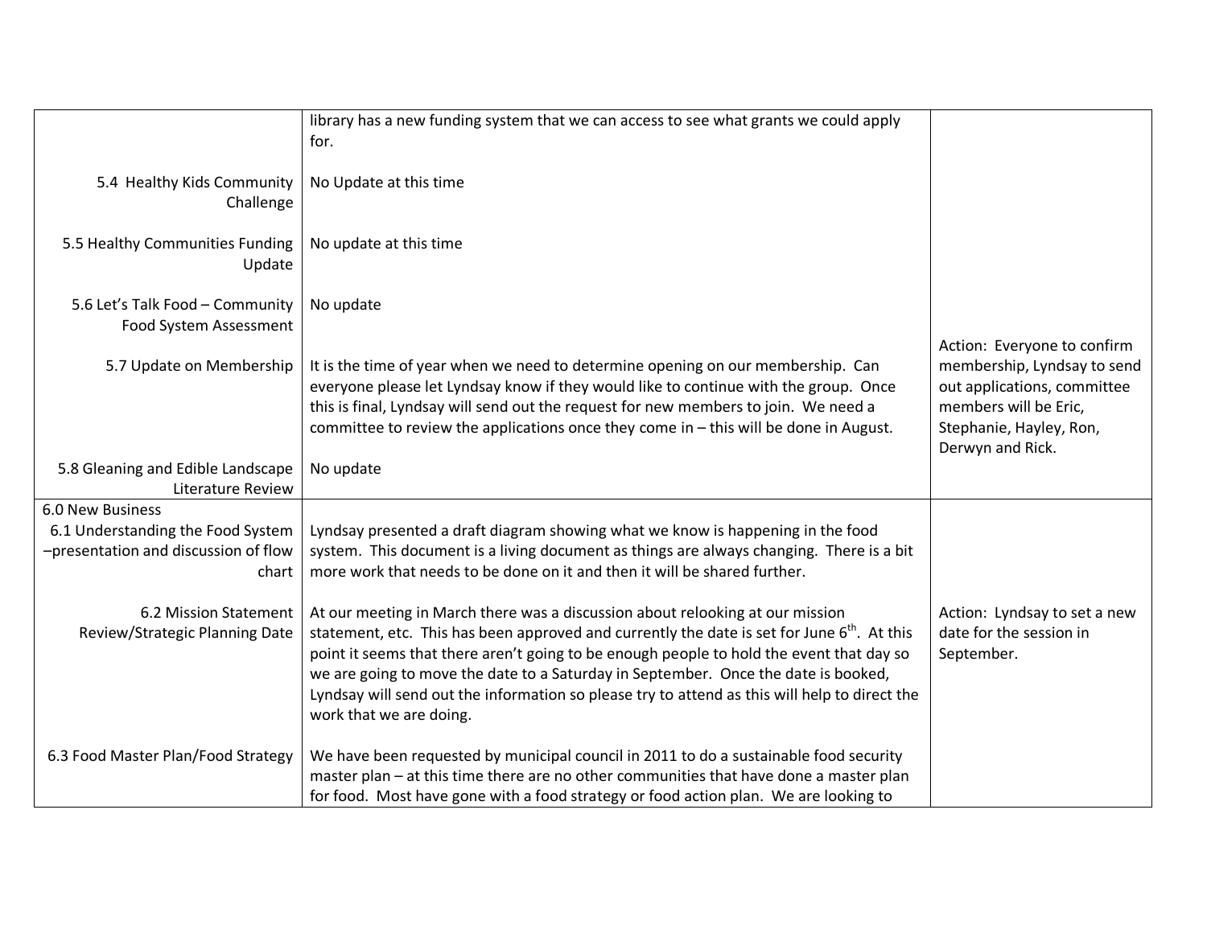| | | |
|---|---|---|
| | library has a new funding system that we can access to see what grants we could apply for. | |
| 5.4 Healthy Kids Community Challenge | No Update at this time | |
| 5.5 Healthy Communities Funding Update | No update at this time | |
| 5.6 Let's Talk Food – Community Food System Assessment | No update | |
| 5.7 Update on Membership | It is the time of year when we need to determine opening on our membership. Can everyone please let Lyndsay know if they would like to continue with the group. Once this is final, Lyndsay will send out the request for new members to join. We need a committee to review the applications once they come in – this will be done in August. | Action: Everyone to confirm membership, Lyndsay to send out applications, committee members will be Eric, Stephanie, Hayley, Ron, Derwyn and Rick. |
| 5.8 Gleaning and Edible Landscape Literature Review | No update | |
| 6.0 New Business<br>6.1 Understanding the Food System –presentation and discussion of flow chart | Lyndsay presented a draft diagram showing what we know is happening in the food system. This document is a living document as things are always changing. There is a bit more work that needs to be done on it and then it will be shared further. | |
| 6.2 Mission Statement Review/Strategic Planning Date | At our meeting in March there was a discussion about relooking at our mission statement, etc. This has been approved and currently the date is set for June 6th. At this point it seems that there aren't going to be enough people to hold the event that day so we are going to move the date to a Saturday in September. Once the date is booked, Lyndsay will send out the information so please try to attend as this will help to direct the work that we are doing. | Action: Lyndsay to set a new date for the session in September. |
| 6.3 Food Master Plan/Food Strategy | We have been requested by municipal council in 2011 to do a sustainable food security master plan – at this time there are no other communities that have done a master plan for food. Most have gone with a food strategy or food action plan. We are looking to | |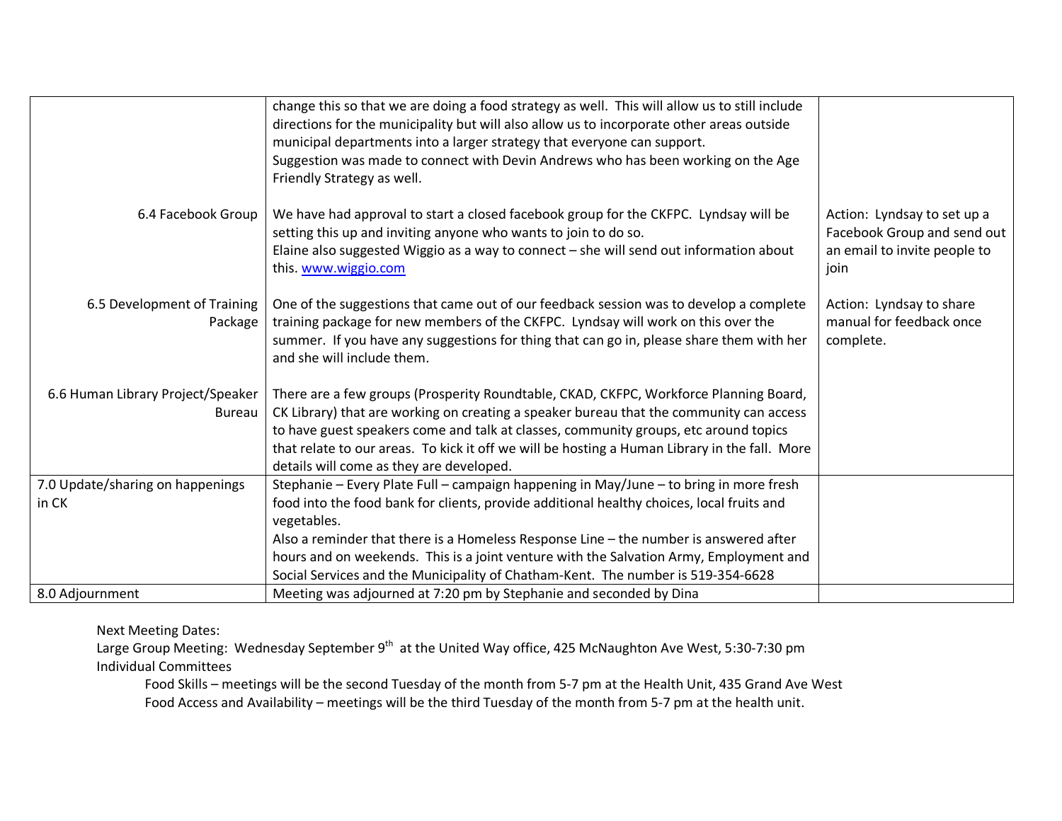| | | |
|---|---|---|
| | change this so that we are doing a food strategy as well. This will allow us to still include directions for the municipality but will also allow us to incorporate other areas outside municipal departments into a larger strategy that everyone can support.<br>Suggestion was made to connect with Devin Andrews who has been working on the Age Friendly Strategy as well. | |
| 6.4 Facebook Group | We have had approval to start a closed facebook group for the CKFPC. Lyndsay will be setting this up and inviting anyone who wants to join to do so.<br>Elaine also suggested Wiggio as a way to connect – she will send out information about this. [www.wiggio.com](http://www.wiggio.com) | Action: Lyndsay to set up a Facebook Group and send out an email to invite people to join |
| 6.5 Development of Training Package | One of the suggestions that came out of our feedback session was to develop a complete training package for new members of the CKFPC. Lyndsay will work on this over the summer. If you have any suggestions for thing that can go in, please share them with her and she will include them. | Action: Lyndsay to share manual for feedback once complete. |
| 6.6 Human Library Project/Speaker Bureau | There are a few groups (Prosperity Roundtable, CKAD, CKFPC, Workforce Planning Board, CK Library) that are working on creating a speaker bureau that the community can access to have guest speakers come and talk at classes, community groups, etc around topics that relate to our areas. To kick it off we will be hosting a Human Library in the fall. More details will come as they are developed. | |
| 7.0 Update/sharing on happenings in CK | Stephanie – Every Plate Full – campaign happening in May/June – to bring in more fresh food into the food bank for clients, provide additional healthy choices, local fruits and vegetables.<br>Also a reminder that there is a Homeless Response Line – the number is answered after hours and on weekends. This is a joint venture with the Salvation Army, Employment and Social Services and the Municipality of Chatham-Kent. The number is 519-354-6628 | |
| 8.0 Adjournment | Meeting was adjourned at 7:20 pm by Stephanie and seconded by Dina | |

Next Meeting Dates:
Large Group Meeting: Wednesday September 9th at the United Way office, 425 McNaughton Ave West, 5:30-7:30 pm
Individual Committees

- Food Skills – meetings will be the second Tuesday of the month from 5-7 pm at the Health Unit, 435 Grand Ave West
- Food Access and Availability – meetings will be the third Tuesday of the month from 5-7 pm at the health unit.